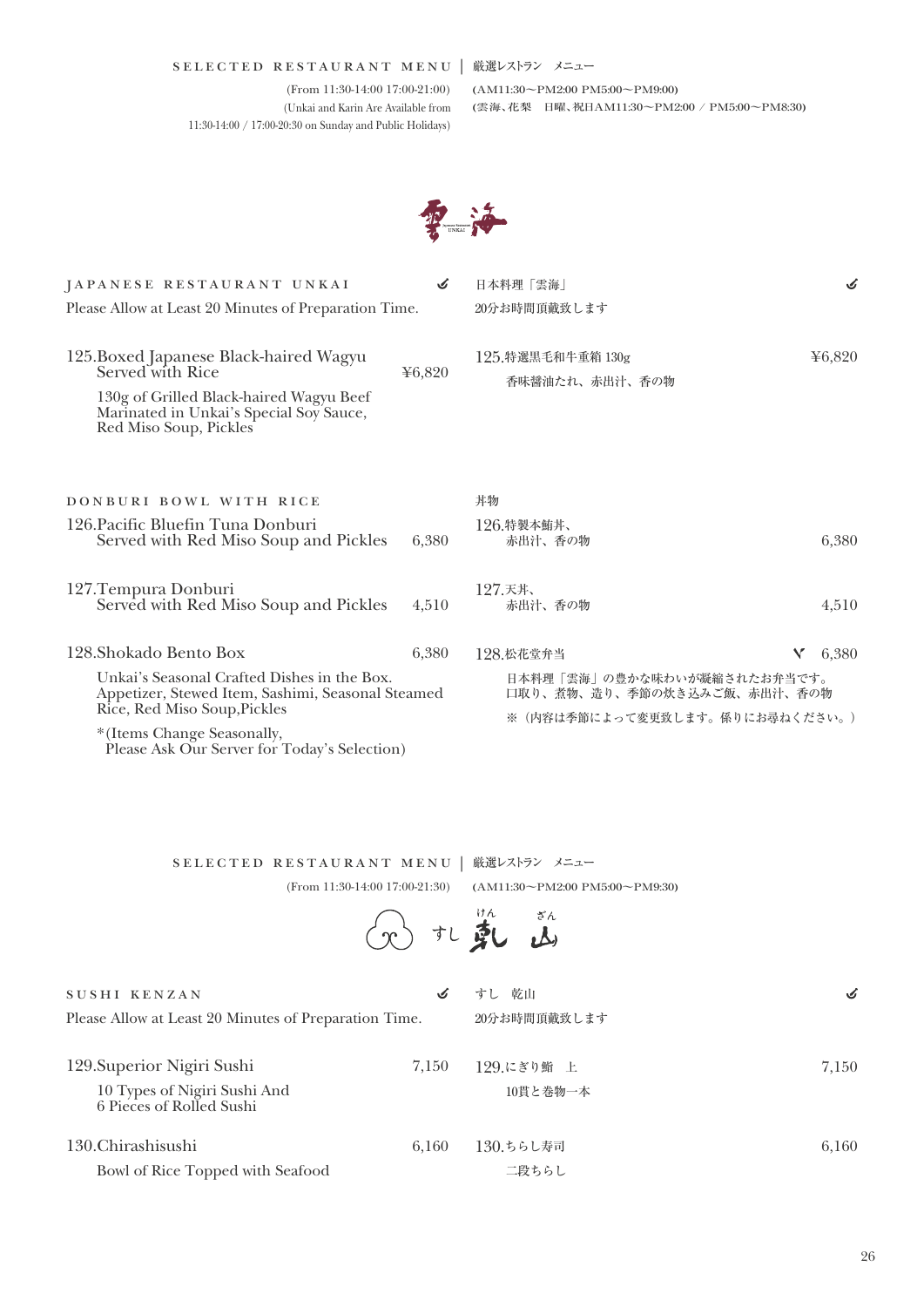SELECTED RESTAURANT MENU | 厳選レストラン メニュー

(From 11:30-14:00 17:00-21:00)
(Unkai and Karin Are Available from 11:30-14:00 / 17:00-20:30 on Sunday and Public Holidays)

(AM11:30〜PM2:00 PM5:00〜PM9:00)
(雲海、花梨 日曜、祝日AM11:30〜PM2:00 / PM5:00〜PM8:30)

雲海

## JAPANESE RESTAURANT UNKAI | 日本料理「雲海」

Please Allow at Least 20 Minutes of Preparation Time.

20分お時間頂戴致します

**125.Boxed Japanese Black-haired Wagyu Served with Rice** ¥6,820

130g of Grilled Black-haired Wagyu Beef Marinated in Unkai's Special Soy Sauce, Red Miso Soup, Pickles

**125.特選黒毛和牛重箱 130g** ¥6,820

香味醤油たれ、赤出汁、香の物

## DONBURI BOWL WITH RICE | 丼物

**126.Pacific Bluefin Tuna Donburi Served with Red Miso Soup and Pickles** 6,380

**126.特製本鮪丼、赤出汁、香の物** 6,380

**127.Tempura Donburi Served with Red Miso Soup and Pickles** 4,510

**127.天丼、赤出汁、香の物** 4,510

**128.Shokado Bento Box** 6,380

Unkai's Seasonal Crafted Dishes in the Box. Appetizer, Stewed Item, Sashimi, Seasonal Steamed Rice, Red Miso Soup,Pickles

*(Items Change Seasonally, Please Ask Our Server for Today's Selection)

**128.松花堂弁当** 6,380

日本料理「雲海」の豊かな味わいが凝縮されたお弁当です。
口取り、煮物、造り、季節の炊き込みご飯、赤出汁、香の物

※（内容は季節によって変更致します。係りにお尋ねください。）

SELECTED RESTAURANT MENU | 厳選レストラン メニュー

(From 11:30-14:00 17:00-21:30)
(AM11:30〜PM2:00 PM5:00〜PM9:30)

すし 乾山

## SUSHI KENZAN | すし 乾山

Please Allow at Least 20 Minutes of Preparation Time.

20分お時間頂戴致します

**129.Superior Nigiri Sushi** 7,150

10 Types of Nigiri Sushi And 6 Pieces of Rolled Sushi

**129.にぎり鮨 上** 7,150

10貫と巻物一本

**130.Chirashisushi** 6,160

Bowl of Rice Topped with Seafood

**130.ちらし寿司** 6,160

二段ちらし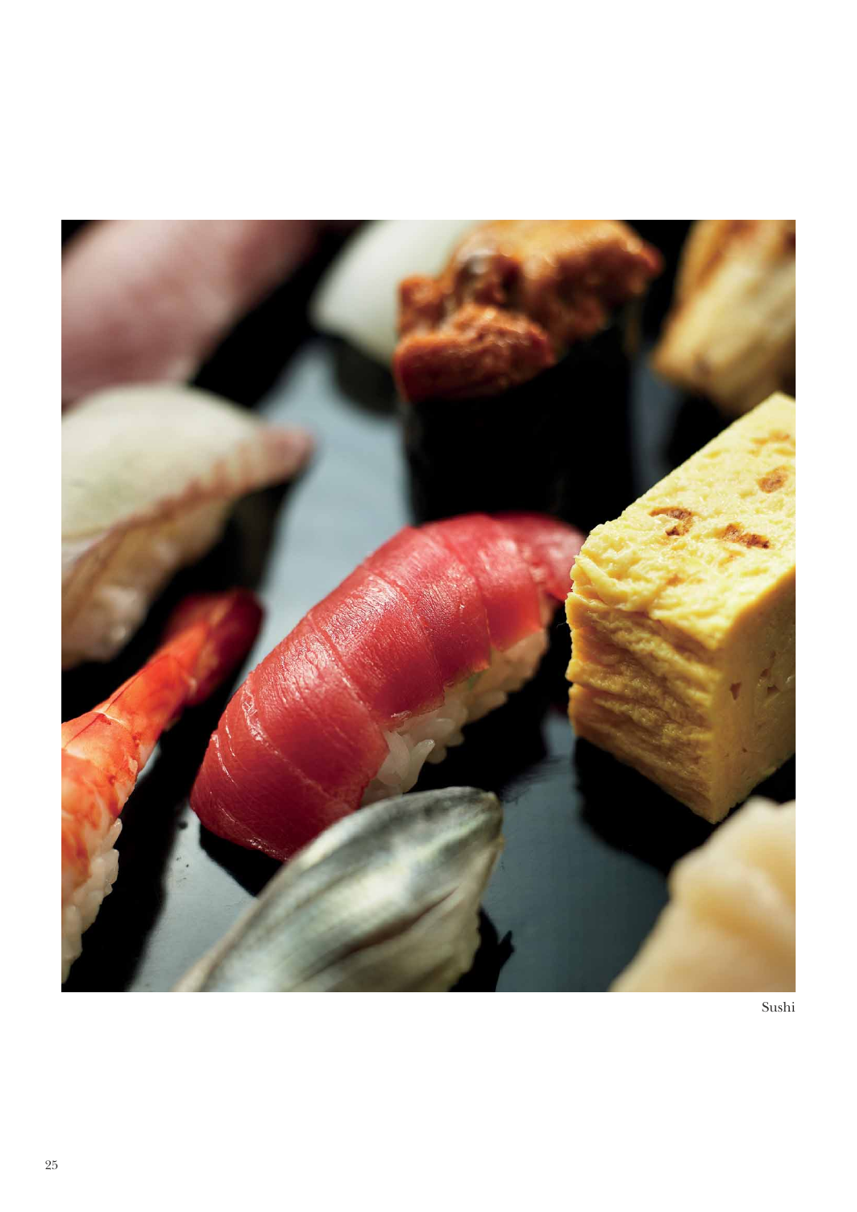Sushi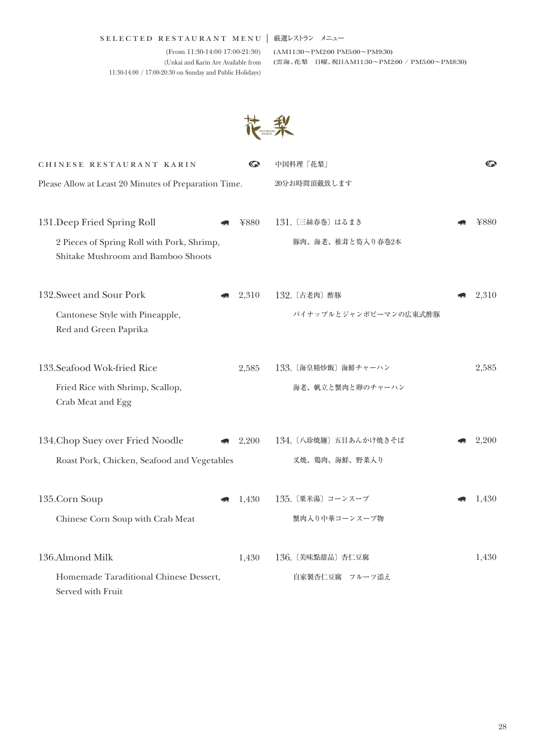SELECTED RESTAURANT MENU | 厳選レストラン　メニュー

(From 11:30-14:00 17:00-21:30)
(Unkai and Karin Are Available from 11:30-14:00 / 17:00-20:30 on Sunday and Public Holidays)

(AM11:30〜PM2:00 PM5:00〜PM9:30)
(雲海、花梨　日曜、祝日AM11:30〜PM2:00 / PM5:00〜PM8:30)

花梨

## CHINESE RESTAURANT KARIN

中国料理「花梨」

Please Allow at Least 20 Minutes of Preparation Time.

20分お時間頂戴致します

**131.Deep Fried Spring Roll** ¥880
2 Pieces of Spring Roll with Pork, Shrimp, Shitake Mushroom and Bamboo Shoots

**131.〔三絲春巻〕はるまき** ¥880
豚肉、海老、椎茸と筍入り春巻2本

**132.Sweet and Sour Pork** 2,310
Cantonese Style with Pineapple, Red and Green Paprika

**132.〔古老肉〕酢豚** 2,310
パイナップルとジャンボピーマンの広東式酢豚

**133.Seafood Wok-fried Rice** 2,585
Fried Rice with Shrimp, Scallop, Crab Meat and Egg

**133.〔海皇精炒飯〕海鮮チャーハン** 2,585
海老、帆立と蟹肉と卵のチャーハン

**134.Chop Suey over Fried Noodle** 2,200
Roast Pork, Chicken, Seafood and Vegetables

**134.〔八珍焼麺〕五目あんかけ焼きそば** 2,200
叉焼、鶏肉、海鮮、野菜入り

**135.Corn Soup** 1,430
Chinese Corn Soup with Crab Meat

**135.〔粟米湯〕コーンスープ** 1,430
蟹肉入り中華コーンスープ物

**136.Almond Milk** 1,430
Homemade Taraditional Chinese Dessert, Served with Fruit

**136.〔美味點甜品〕杏仁豆腐** 1,430
自家製杏仁豆腐　フルーツ添え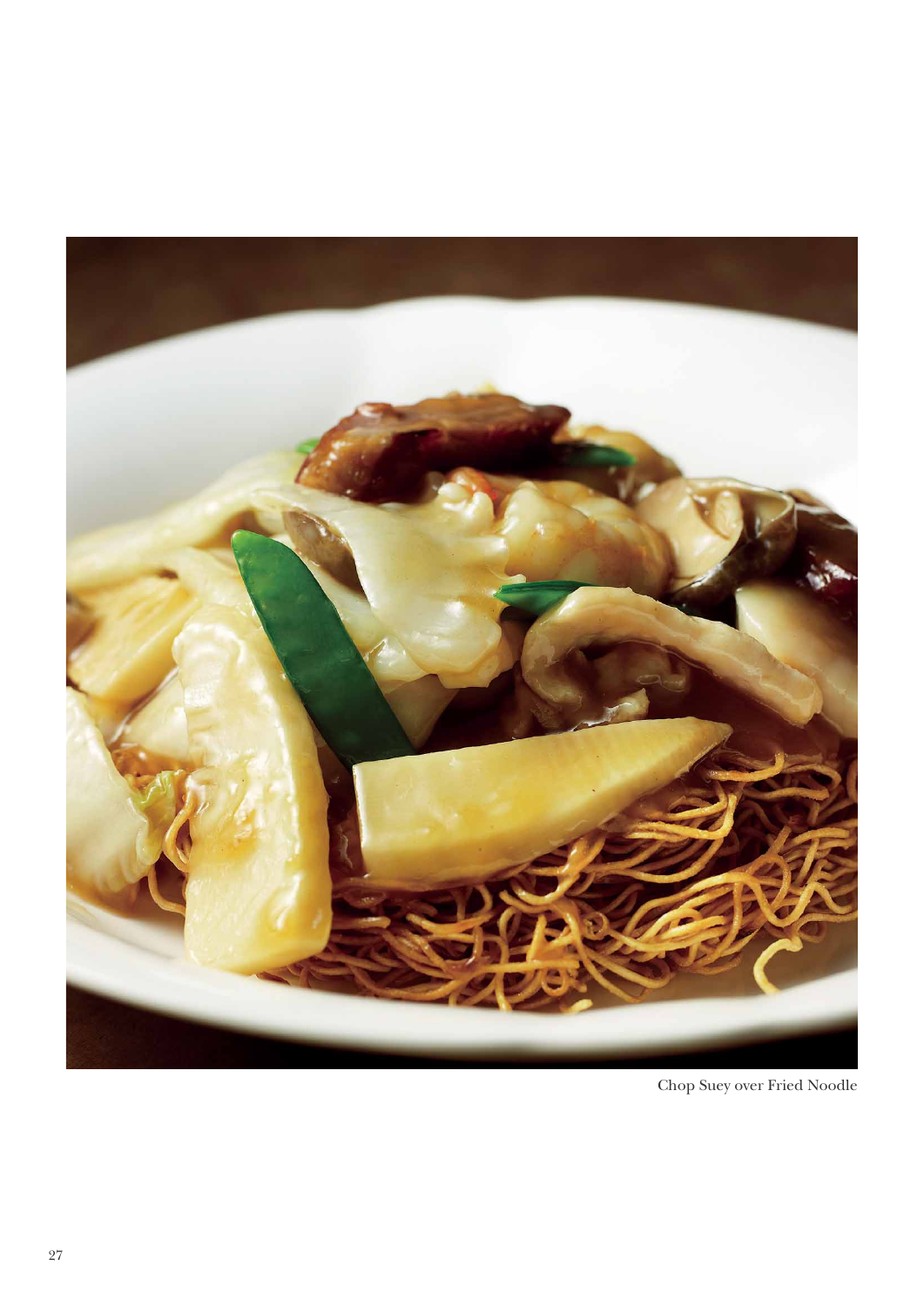Chop Suey over Fried Noodle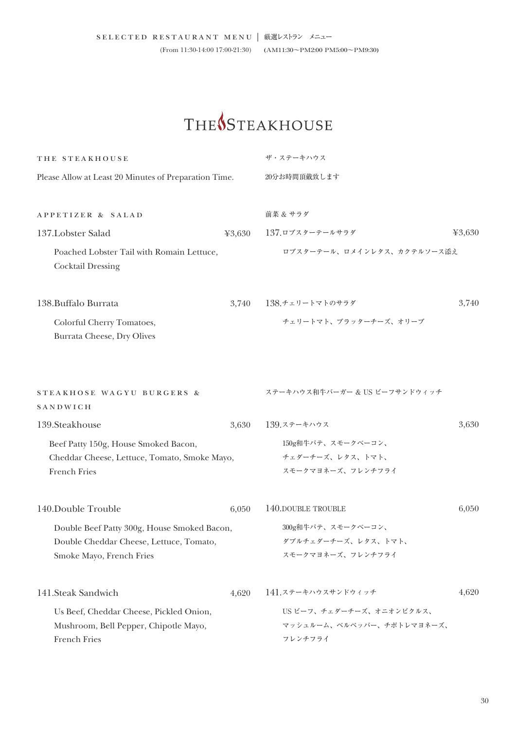SELECTED RESTAURANT MENU | 厳選レストラン　メニュー

(From 11:30-14:00 17:00-21:30)　(AM11:30〜PM2:00 PM5:00〜PM9:30)

# THE STEAKHOUSE

## THE STEAKHOUSE　ザ・ステーキハウス

Please Allow at Least 20 Minutes of Preparation Time.　20分お時間頂戴致します

### APPETIZER & SALAD　前菜 & サラダ

**137.Lobster Salad** ¥3,630　137.ロブスターテールサラダ ¥3,630

Poached Lobster Tail with Romain Lettuce, Cocktail Dressing

ロブスターテール、ロメインレタス、カクテルソース添え

**138.Buffalo Burrata** 3,740　138.チェリートマトのサラダ 3,740

Colorful Cherry Tomatoes, Burrata Cheese, Dry Olives

チェリートマト、ブラッターチーズ、オリーブ

### STEAKHOSE WAGYU BURGERS & SANDWICH　ステーキハウス和牛バーガー & US ビーフサンドウィッチ

**139.Steakhouse** 3,630　139.ステーキハウス 3,630

Beef Patty 150g, House Smoked Bacon, Cheddar Cheese, Lettuce, Tomato, Smoke Mayo, French Fries

150g和牛パテ、スモークベーコン、チェダーチーズ、レタス、トマト、スモークマヨネーズ、フレンチフライ

**140.Double Trouble** 6,050　140.DOUBLE TROUBLE 6,050

Double Beef Patty 300g, House Smoked Bacon, Double Cheddar Cheese, Lettuce, Tomato, Smoke Mayo, French Fries

300g和牛パテ、スモークベーコン、ダブルチェダーチーズ、レタス、トマト、スモークマヨネーズ、フレンチフライ

**141.Steak Sandwich** 4,620　141.ステーキハウスサンドウィッチ 4,620

Us Beef, Cheddar Cheese, Pickled Onion, Mushroom, Bell Pepper, Chipotle Mayo, French Fries

US ビーフ、チェダーチーズ、オニオンピクルス、マッシュルーム、ベルペッパー、チポトレマヨネーズ、フレンチフライ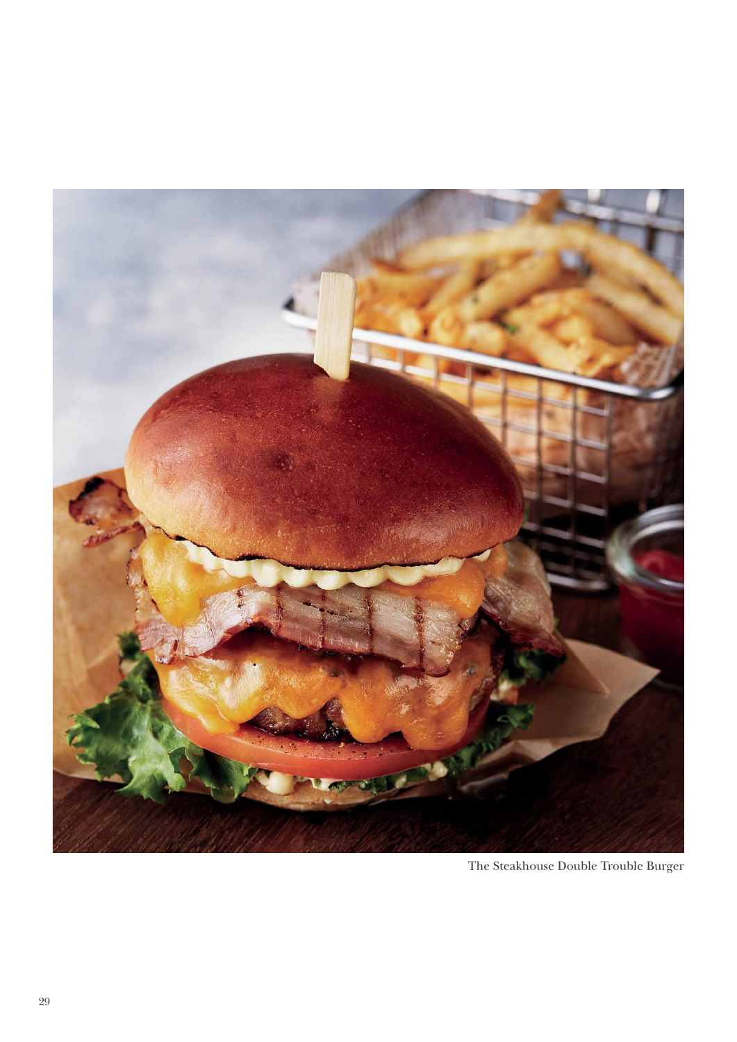The Steakhouse Double Trouble Burger